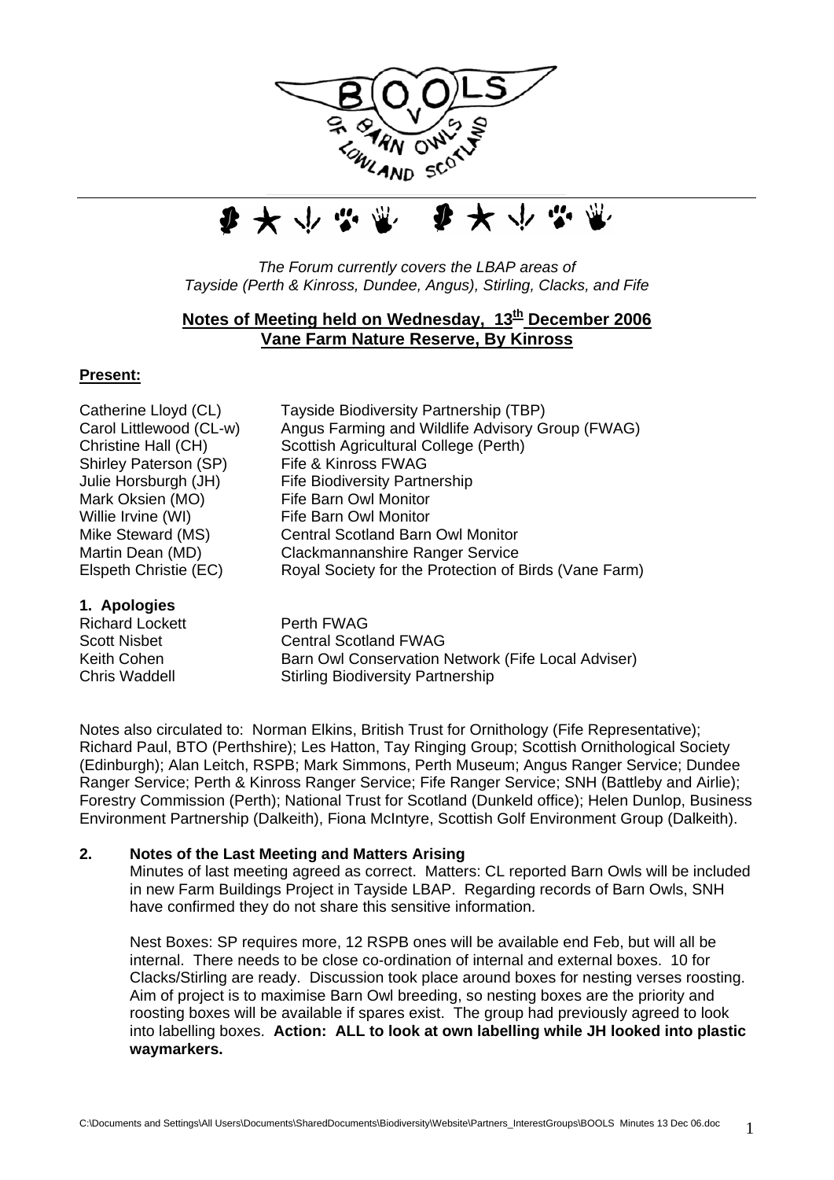*The Forum currently covers the LBAP areas of Tayside (Perth & Kinross, Dundee, Angus), Stirling, Clacks, and Fife*

## Notes of Meeting held on Wednesday, 13th December 2006
## Vane Farm Nature Reserve, By Kinross

**Present:**

| | |
|---|---|
| Catherine Lloyd (CL) | Tayside Biodiversity Partnership (TBP) |
| Carol Littlewood (CL-w) | Angus Farming and Wildlife Advisory Group (FWAG) |
| Christine Hall (CH) | Scottish Agricultural College (Perth) |
| Shirley Paterson (SP) | Fife & Kinross FWAG |
| Julie Horsburgh (JH) | Fife Biodiversity Partnership |
| Mark Oksien (MO) | Fife Barn Owl Monitor |
| Willie Irvine (WI) | Fife Barn Owl Monitor |
| Mike Steward (MS) | Central Scotland Barn Owl Monitor |
| Martin Dean (MD) | Clackmannanshire Ranger Service |
| Elspeth Christie (EC) | Royal Society for the Protection of Birds (Vane Farm) |

### 1. Apologies

| | |
|---|---|
| Richard Lockett | Perth FWAG |
| Scott Nisbet | Central Scotland FWAG |
| Keith Cohen | Barn Owl Conservation Network (Fife Local Adviser) |
| Chris Waddell | Stirling Biodiversity Partnership |

Notes also circulated to: Norman Elkins, British Trust for Ornithology (Fife Representative); Richard Paul, BTO (Perthshire); Les Hatton, Tay Ringing Group; Scottish Ornithological Society (Edinburgh); Alan Leitch, RSPB; Mark Simmons, Perth Museum; Angus Ranger Service; Dundee Ranger Service; Perth & Kinross Ranger Service; Fife Ranger Service; SNH (Battleby and Airlie); Forestry Commission (Perth); National Trust for Scotland (Dunkeld office); Helen Dunlop, Business Environment Partnership (Dalkeith), Fiona McIntyre, Scottish Golf Environment Group (Dalkeith).

### 2. Notes of the Last Meeting and Matters Arising

Minutes of last meeting agreed as correct. Matters: CL reported Barn Owls will be included in new Farm Buildings Project in Tayside LBAP. Regarding records of Barn Owls, SNH have confirmed they do not share this sensitive information.

Nest Boxes: SP requires more, 12 RSPB ones will be available end Feb, but will all be internal. There needs to be close co-ordination of internal and external boxes. 10 for Clacks/Stirling are ready. Discussion took place around boxes for nesting verses roosting. Aim of project is to maximise Barn Owl breeding, so nesting boxes are the priority and roosting boxes will be available if spares exist. The group had previously agreed to look into labelling boxes. **Action: ALL to look at own labelling while JH looked into plastic waymarkers.**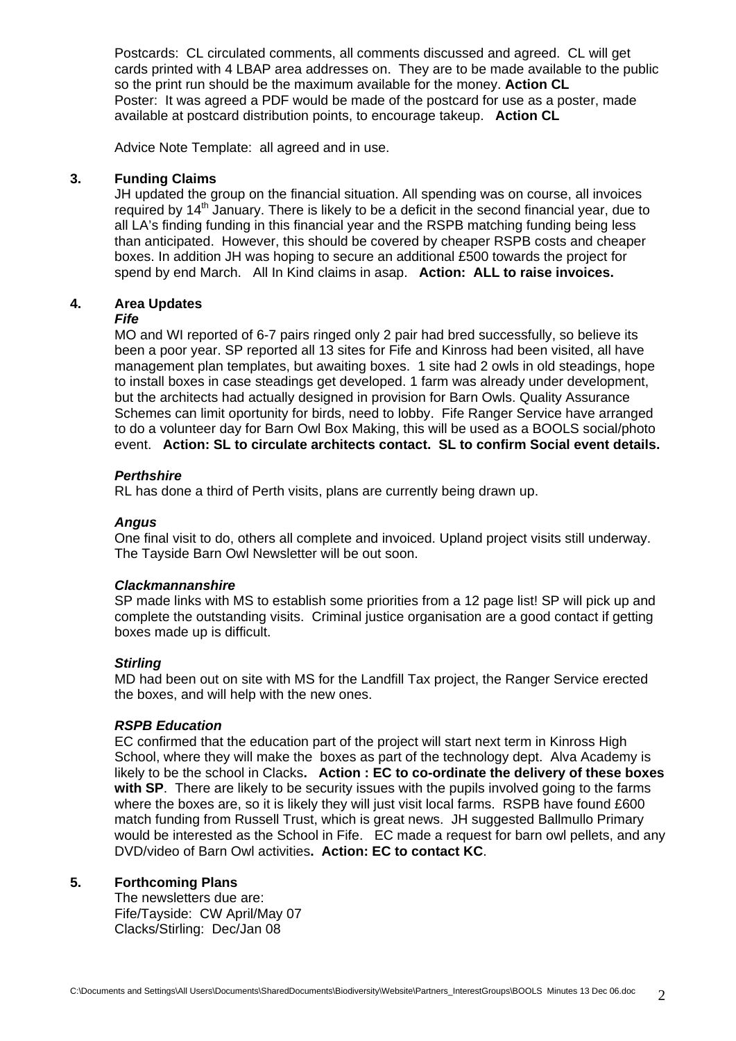Postcards: CL circulated comments, all comments discussed and agreed. CL will get cards printed with 4 LBAP area addresses on. They are to be made available to the public so the print run should be the maximum available for the money. **Action CL**
Poster: It was agreed a PDF would be made of the postcard for use as a poster, made available at postcard distribution points, to encourage takeup. **Action CL**

Advice Note Template: all agreed and in use.

## 3. Funding Claims

JH updated the group on the financial situation. All spending was on course, all invoices required by 14th January. There is likely to be a deficit in the second financial year, due to all LA's finding funding in this financial year and the RSPB matching funding being less than anticipated. However, this should be covered by cheaper RSPB costs and cheaper boxes. In addition JH was hoping to secure an additional £500 towards the project for spend by end March. All In Kind claims in asap. **Action: ALL to raise invoices.**

## 4. Area Updates

### *Fife*

MO and WI reported of 6-7 pairs ringed only 2 pair had bred successfully, so believe its been a poor year. SP reported all 13 sites for Fife and Kinross had been visited, all have management plan templates, but awaiting boxes. 1 site had 2 owls in old steadings, hope to install boxes in case steadings get developed. 1 farm was already under development, but the architects had actually designed in provision for Barn Owls. Quality Assurance Schemes can limit oportunity for birds, need to lobby. Fife Ranger Service have arranged to do a volunteer day for Barn Owl Box Making, this will be used as a BOOLS social/photo event. **Action: SL to circulate architects contact. SL to confirm Social event details.**

### *Perthshire*

RL has done a third of Perth visits, plans are currently being drawn up.

### *Angus*

One final visit to do, others all complete and invoiced. Upland project visits still underway. The Tayside Barn Owl Newsletter will be out soon.

### *Clackmannanshire*

SP made links with MS to establish some priorities from a 12 page list! SP will pick up and complete the outstanding visits. Criminal justice organisation are a good contact if getting boxes made up is difficult.

### *Stirling*

MD had been out on site with MS for the Landfill Tax project, the Ranger Service erected the boxes, and will help with the new ones.

### *RSPB Education*

EC confirmed that the education part of the project will start next term in Kinross High School, where they will make the boxes as part of the technology dept. Alva Academy is likely to be the school in Clacks**. Action : EC to co-ordinate the delivery of these boxes with SP**. There are likely to be security issues with the pupils involved going to the farms where the boxes are, so it is likely they will just visit local farms. RSPB have found £600 match funding from Russell Trust, which is great news. JH suggested Ballmullo Primary would be interested as the School in Fife. EC made a request for barn owl pellets, and any DVD/video of Barn Owl activities**. Action: EC to contact KC**.

## 5. Forthcoming Plans

The newsletters due are:
Fife/Tayside: CW April/May 07
Clacks/Stirling: Dec/Jan 08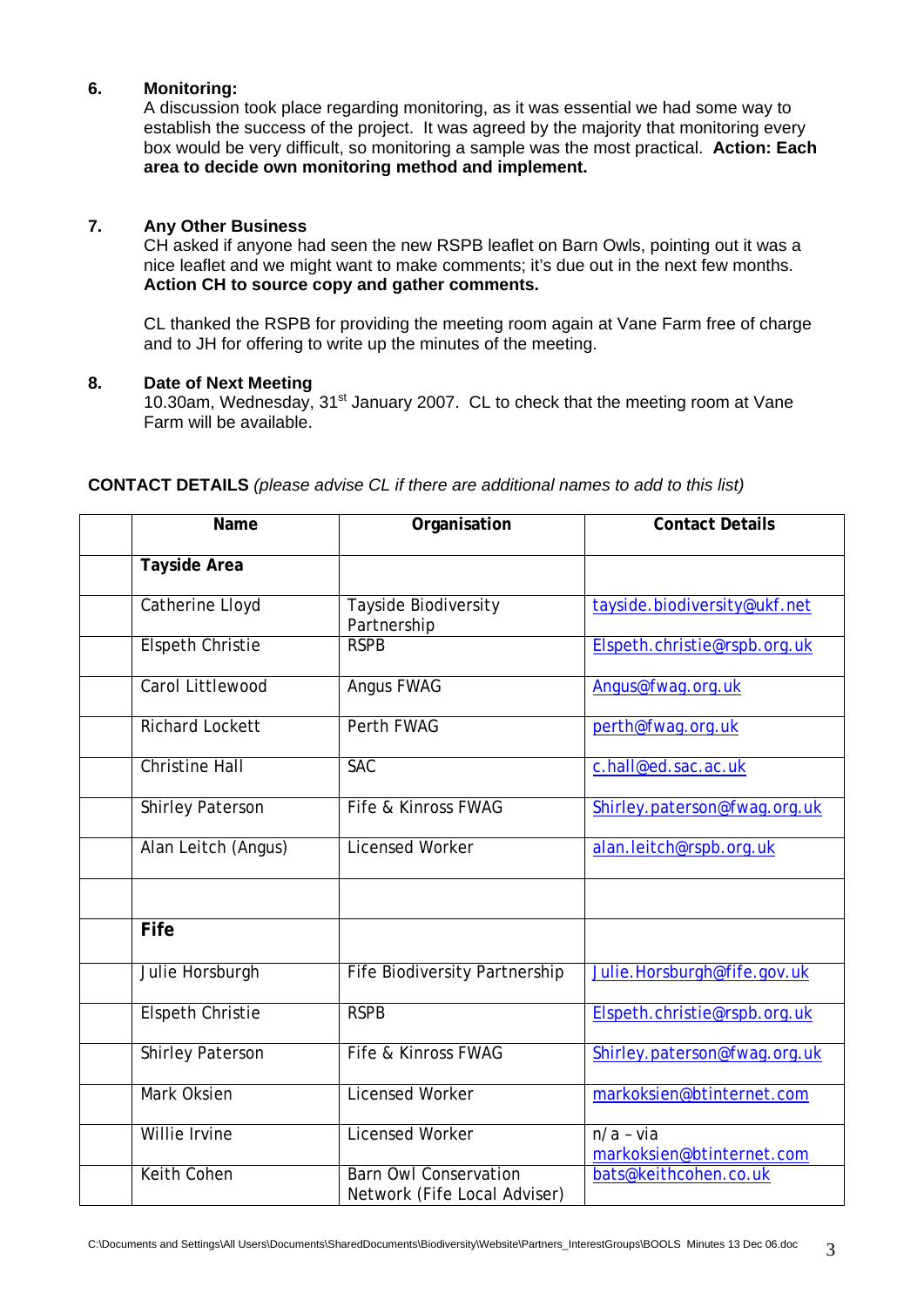6. **Monitoring:**
   A discussion took place regarding monitoring, as it was essential we had some way to establish the success of the project. It was agreed by the majority that monitoring every box would be very difficult, so monitoring a sample was the most practical. **Action: Each area to decide own monitoring method and implement.**

7. **Any Other Business**
   CH asked if anyone had seen the new RSPB leaflet on Barn Owls, pointing out it was a nice leaflet and we might want to make comments; it's due out in the next few months. **Action CH to source copy and gather comments.**

   CL thanked the RSPB for providing the meeting room again at Vane Farm free of charge and to JH for offering to write up the minutes of the meeting.

8. **Date of Next Meeting**
   10.30am, Wednesday, 31st January 2007. CL to check that the meeting room at Vane Farm will be available.

**CONTACT DETAILS** *(please advise CL if there are additional names to add to this list)*

| | Name | Organisation | Contact Details |
|---|---|---|---|
| | **Tayside Area** | | |
| | Catherine Lloyd | Tayside Biodiversity Partnership | tayside.biodiversity@ukf.net |
| | Elspeth Christie | RSPB | Elspeth.christie@rspb.org.uk |
| | Carol Littlewood | Angus FWAG | Angus@fwag.org.uk |
| | Richard Lockett | Perth FWAG | perth@fwag.org.uk |
| | Christine Hall | SAC | c.hall@ed.sac.ac.uk |
| | Shirley Paterson | Fife & Kinross FWAG | Shirley.paterson@fwag.org.uk |
| | Alan Leitch (Angus) | Licensed Worker | alan.leitch@rspb.org.uk |
| | | | |
| | **Fife** | | |
| | Julie Horsburgh | Fife Biodiversity Partnership | Julie.Horsburgh@fife.gov.uk |
| | Elspeth Christie | RSPB | Elspeth.christie@rspb.org.uk |
| | Shirley Paterson | Fife & Kinross FWAG | Shirley.paterson@fwag.org.uk |
| | Mark Oksien | Licensed Worker | markoksien@btinternet.com |
| | Willie Irvine | Licensed Worker | n/a – via markoksien@btinternet.com |
| | Keith Cohen | Barn Owl Conservation Network (Fife Local Adviser) | bats@keithcohen.co.uk |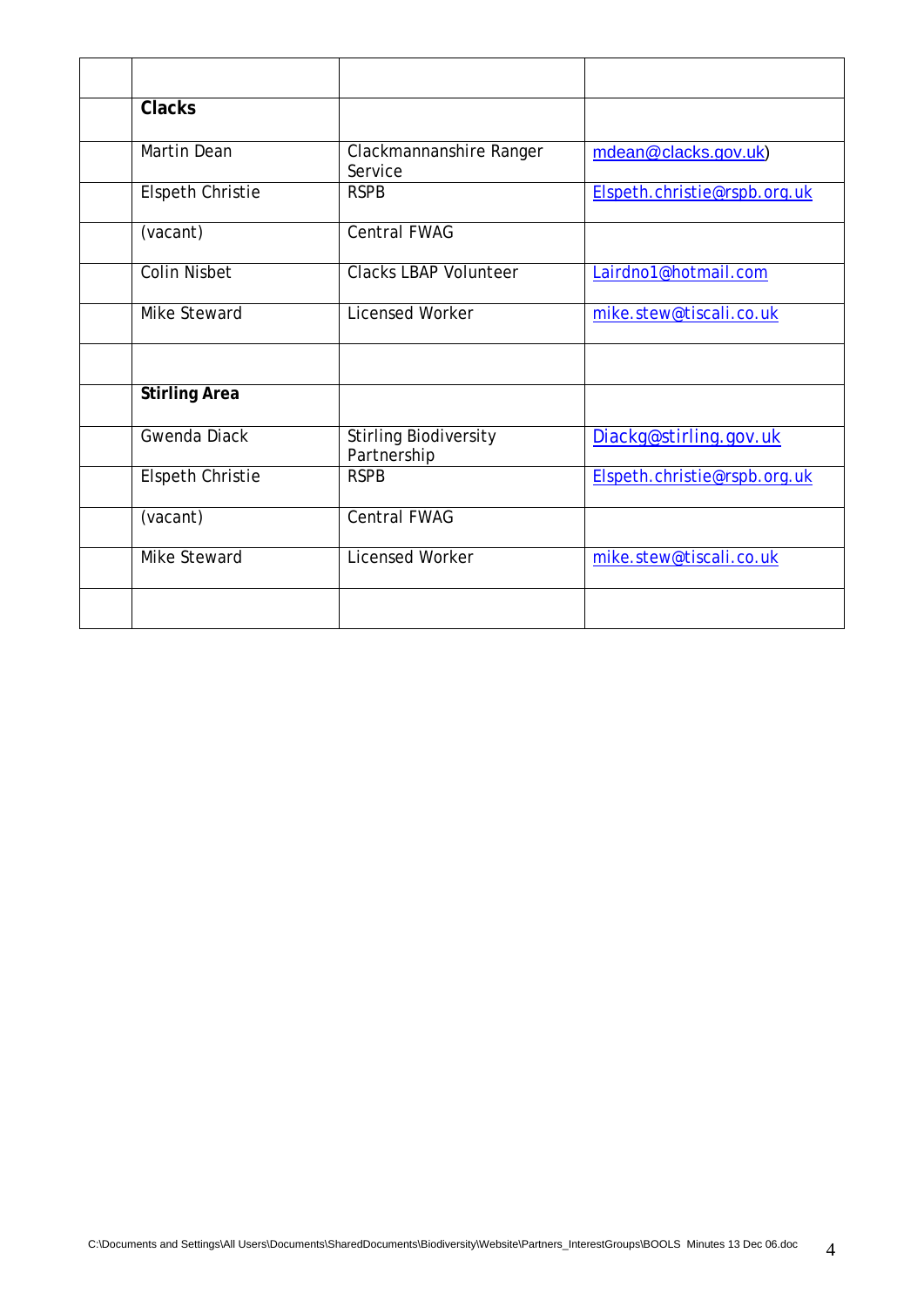| | | | |
|---|---|---|---|
| | | | |
| | **Clacks** | | |
| | Martin Dean | Clackmannanshire Ranger Service | mdean@clacks.gov.uk) |
| | Elspeth Christie | RSPB | Elspeth.christie@rspb.org.uk |
| | (vacant) | Central FWAG | |
| | Colin Nisbet | Clacks LBAP Volunteer | Lairdno1@hotmail.com |
| | Mike Steward | Licensed Worker | mike.stew@tiscali.co.uk |
| | | | |
| | **Stirling Area** | | |
| | Gwenda Diack | Stirling Biodiversity Partnership | Diackg@stirling.gov.uk |
| | Elspeth Christie | RSPB | Elspeth.christie@rspb.org.uk |
| | (vacant) | Central FWAG | |
| | Mike Steward | Licensed Worker | mike.stew@tiscali.co.uk |
| | | | |